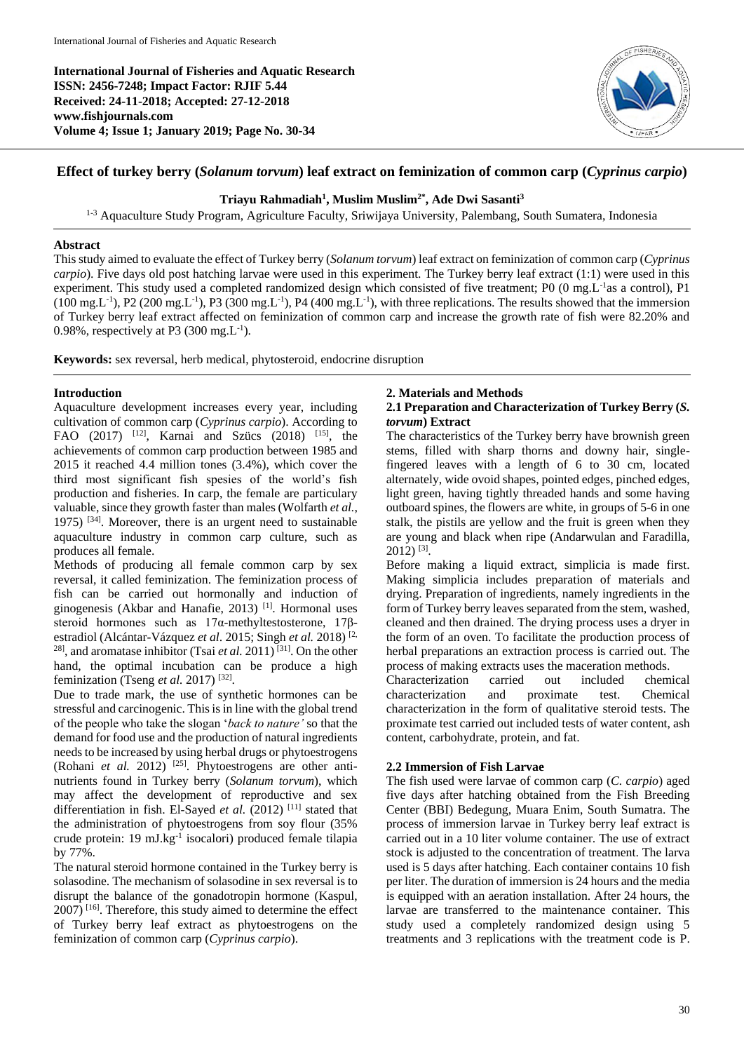**International Journal of Fisheries and Aquatic Research**
**ISSN: 2456-7248; Impact Factor: RJIF 5.44**
**Received: 24-11-2018; Accepted: 27-12-2018**
**www.fishjournals.com**
**Volume 4; Issue 1; January 2019; Page No. 30-34**

# Effect of turkey berry (*Solanum torvum*) leaf extract on feminization of common carp (*Cyprinus carpio*)

**Triayu Rahmadiah[1], Muslim Muslim[2*], Ade Dwi Sasanti[3]**

[1-3] Aquaculture Study Program, Agriculture Faculty, Sriwijaya University, Palembang, South Sumatera, Indonesia

## Abstract

This study aimed to evaluate the effect of Turkey berry (*Solanum torvum*) leaf extract on feminization of common carp (*Cyprinus carpio*). Five days old post hatching larvae were used in this experiment. The Turkey berry leaf extract (1:1) were used in this experiment. This study used a completed randomized design which consisted of five treatment; P0 (0 $mg.L^{-1}$as a control), P1 (100 $mg.L^{-1}$), P2 (200 $mg.L^{-1}$), P3 (300 $mg.L^{-1}$), P4 (400 $mg.L^{-1}$), with three replications. The results showed that the immersion of Turkey berry leaf extract affected on feminization of common carp and increase the growth rate of fish were 82.20% and 0.98%, respectively at P3 (300 $mg.L^{-1}$).

**Keywords:** sex reversal, herb medical, phytosteroid, endocrine disruption

## Introduction

Aquaculture development increases every year, including cultivation of common carp (*Cyprinus carpio*). According to FAO (2017) [12], Karnai and Szücs (2018) [15], the achievements of common carp production between 1985 and 2015 it reached 4.4 million tones (3.4%), which cover the third most significant fish spesies of the world's fish production and fisheries. In carp, the female are particulary valuable, since they growth faster than males (Wolfarth *et al.*, 1975) [34]. Moreover, there is an urgent need to sustainable aquaculture industry in common carp culture, such as produces all female.

Methods of producing all female common carp by sex reversal, it called feminization. The feminization process of fish can be carried out hormonally and induction of ginogenesis (Akbar and Hanafie, 2013) [1]. Hormonal uses steroid hormones such as 17α-methyltestosterone, 17β-estradiol (Alcántar-Vázquez *et al*. 2015; Singh *et al.* 2018) [2, 28], and aromatase inhibitor (Tsai *et al.* 2011) [31]. On the other hand, the optimal incubation can be produce a high feminization (Tseng *et al.* 2017) [32].

Due to trade mark, the use of synthetic hormones can be stressful and carcinogenic. This is in line with the global trend of the people who take the slogan '*back to nature'* so that the demand for food use and the production of natural ingredients needs to be increased by using herbal drugs or phytoestrogens (Rohani *et al.* 2012) [25]. Phytoestrogens are other anti-nutrients found in Turkey berry (*Solanum torvum*), which may affect the development of reproductive and sex differentiation in fish. El-Sayed *et al.* (2012) [11] stated that the administration of phytoestrogens from soy flour (35% crude protein: 19 $mJ.kg^{-1}$ isocalori) produced female tilapia by 77%.

The natural steroid hormone contained in the Turkey berry is solasodine. The mechanism of solasodine in sex reversal is to disrupt the balance of the gonadotropin hormone (Kaspul, 2007) [16]. Therefore, this study aimed to determine the effect of Turkey berry leaf extract as phytoestrogens on the feminization of common carp (*Cyprinus carpio*).

## 2. Materials and Methods

### 2.1 Preparation and Characterization of Turkey Berry (*S. torvum*) Extract

The characteristics of the Turkey berry have brownish green stems, filled with sharp thorns and downy hair, single-fingered leaves with a length of 6 to 30 cm, located alternately, wide ovoid shapes, pointed edges, pinched edges, light green, having tightly threaded hands and some having outboard spines, the flowers are white, in groups of 5-6 in one stalk, the pistils are yellow and the fruit is green when they are young and black when ripe (Andarwulan and Faradilla, 2012) [3].

Before making a liquid extract, simplicia is made first. Making simplicia includes preparation of materials and drying. Preparation of ingredients, namely ingredients in the form of Turkey berry leaves separated from the stem, washed, cleaned and then drained. The drying process uses a dryer in the form of an oven. To facilitate the production process of herbal preparations an extraction process is carried out. The process of making extracts uses the maceration methods.

Characterization carried out included chemical characterization and proximate test. Chemical characterization in the form of qualitative steroid tests. The proximate test carried out included tests of water content, ash content, carbohydrate, protein, and fat.

### 2.2 Immersion of Fish Larvae

The fish used were larvae of common carp (*C. carpio*) aged five days after hatching obtained from the Fish Breeding Center (BBI) Bedegung, Muara Enim, South Sumatra. The process of immersion larvae in Turkey berry leaf extract is carried out in a 10 liter volume container. The use of extract stock is adjusted to the concentration of treatment. The larva used is 5 days after hatching. Each container contains 10 fish per liter. The duration of immersion is 24 hours and the media is equipped with an aeration installation. After 24 hours, the larvae are transferred to the maintenance container. This study used a completely randomized design using 5 treatments and 3 replications with the treatment code is P.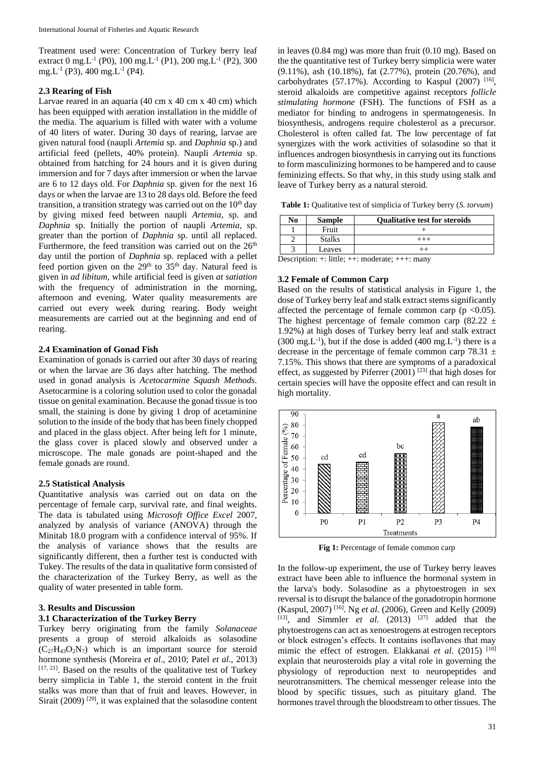Treatment used were: Concentration of Turkey berry leaf extract 0 mg.L$^{-1}$ (P0), 100 mg.L$^{-1}$ (P1), 200 mg.L$^{-1}$ (P2), 300 mg.L$^{-1}$ (P3), 400 mg.L$^{-1}$ (P4).

### 2.3 Rearing of Fish

Larvae reared in an aquaria (40 cm x 40 cm x 40 cm) which has been equipped with aeration installation in the middle of the media. The aquarium is filled with water with a volume of 40 liters of water. During 30 days of rearing, larvae are given natural food (naupli *Artemia* sp. and *Daphnia* sp.) and artificial feed (pellets, 40% protein). Naupli *Artemia* sp. obtained from hatching for 24 hours and it is given during immersion and for 7 days after immersion or when the larvae are 6 to 12 days old. For *Daphnia* sp. given for the next 16 days or when the larvae are 13 to 28 days old. Before the feed transition, a transition strategy was carried out on the 10th day by giving mixed feed between naupli *Artemia,* sp. and *Daphnia* sp. Initially the portion of naupli *Artemia,* sp. greater than the portion of *Daphnia* sp. until all replaced. Furthermore, the feed transition was carried out on the 26th day until the portion of *Daphnia* sp. replaced with a pellet feed portion given on the 29th to 35th day. Natural feed is given in *ad libitum*, while artificial feed is given *at satiation* with the frequency of administration in the morning, afternoon and evening. Water quality measurements are carried out every week during rearing. Body weight measurements are carried out at the beginning and end of rearing.

### 2.4 Examination of Gonad Fish

Examination of gonads is carried out after 30 days of rearing or when the larvae are 36 days after hatching. The method used in gonad analysis is *Acetocarmine Squash Methods*. Asetocarmine is a coloring solution used to color the gonadal tissue on genital examination. Because the gonad tissue is too small, the staining is done by giving 1 drop of acetaminine solution to the inside of the body that has been finely chopped and placed in the glass object. After being left for 1 minute, the glass cover is placed slowly and observed under a microscope. The male gonads are point-shaped and the female gonads are round.

### 2.5 Statistical Analysis

Quantitative analysis was carried out on data on the percentage of female carp, survival rate, and final weights. The data is tabulated using *Microsoft Office Excel* 2007, analyzed by analysis of variance (ANOVA) through the Minitab 18.0 program with a confidence interval of 95%. If the analysis of variance shows that the results are significantly different, then a further test is conducted with Tukey. The results of the data in qualitative form consisted of the characterization of the Turkey Berry, as well as the quality of water presented in table form.

## 3. Results and Discussion

### 3.1 Characterization of the Turkey Berry

Turkey berry originating from the family *Solanaceae* presents a group of steroid alkaloids as solasodine ($C_{27}H_{43}O_2N_7$) which is an important source for steroid hormone synthesis (Moreira *et al*., 2010; Patel *et al*., 2013) [17, 21]. Based on the results of the qualitative test of Turkey berry simplicia in Table 1, the steroid content in the fruit stalks was more than that of fruit and leaves. However, in Sirait (2009) [29], it was explained that the solasodine content in leaves (0.84 mg) was more than fruit (0.10 mg). Based on the the quantitative test of Turkey berry simplicia were water (9.11%), ash (10.18%), fat (2.77%), protein (20.76%), and carbohydrates (57.17%). According to Kaspul (2007) [16], steroid alkaloids are competitive against receptors *follicle stimulating hormone* (FSH). The functions of FSH as a mediator for binding to androgens in spermatogenesis. In biosynthesis, androgens require cholesterol as a precursor. Cholesterol is often called fat. The low percentage of fat synergizes with the work activities of solasodine so that it influences androgen biosynthesis in carrying out its functions to form masculinizing hormones to be hampered and to cause feminizing effects. So that why, in this study using stalk and leave of Turkey berry as a natural steroid.

**Table 1:** Qualitative test of simplicia of Turkey berry (*S. torvum*)

| No | Sample | Qualitative test for steroids |
|---|---|---|
| 1 | Fruit | + |
| 2 | Stalks | +++ |
| 3 | Leaves | ++ |

Description: +: little; ++: moderate; +++: many

### 3.2 Female of Common Carp

Based on the results of statistical analysis in Figure 1, the dose of Turkey berry leaf and stalk extract stems significantly affected the percentage of female common carp ($p < 0.05$). The highest percentage of female common carp (82.22 ± 1.92%) at high doses of Turkey berry leaf and stalk extract (300 mg.L$^{-1}$), but if the dose is added (400 mg.L$^{-1}$) there is a decrease in the percentage of female common carp 78.31 ± 7.15%. This shows that there are symptoms of a paradoxical effect, as suggested by Piferrer (2001) [23] that high doses for certain species will have the opposite effect and can result in high mortality.

**Fig 1:** Percentage of female common carp

In the follow-up experiment, the use of Turkey berry leaves extract have been able to influence the hormonal system in the larva's body. Solasodine as a phytoestrogen in sex reversal is to disrupt the balance of the gonadotropin hormone (Kaspul, 2007) [16]. Ng *et al.* (2006), Green and Kelly (2009) [13], and Simmler *et al.* (2013) [27] added that the phytoestrogens can act as xenoestrogens at estrogen receptors or block estrogen's effects. It contains isoflavones that may mimic the effect of estrogen. Elakkanai *et al.* (2015) [10] explain that neurosteroids play a vital role in governing the physiology of reproduction next to neuropeptides and neurotransmitters. The chemical messenger release into the blood by specific tissues, such as pituitary gland. The hormones travel through the bloodstream to other tissues. The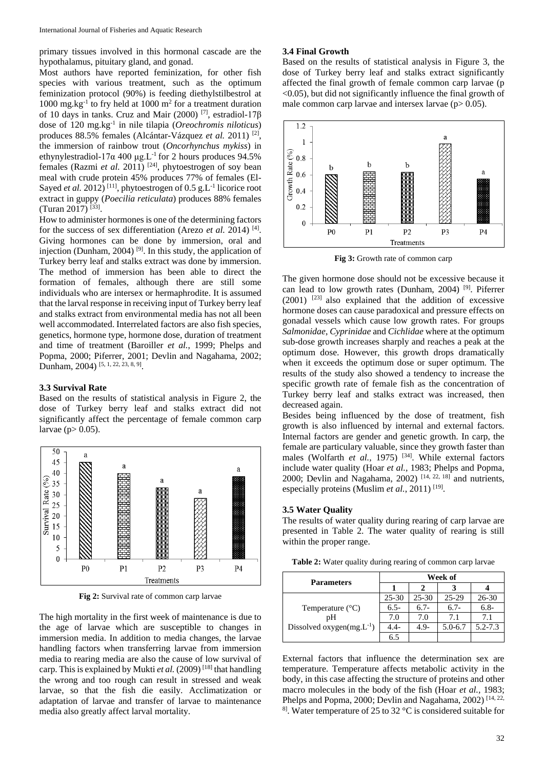primary tissues involved in this hormonal cascade are the hypothalamus, pituitary gland, and gonad.

Most authors have reported feminization, for other fish species with various treatment, such as the optimum feminization protocol (90%) is feeding diethylstilbestrol at 1000 mg.kg$^{-1}$ to fry held at 1000 m$^2$ for a treatment duration of 10 days in tanks. Cruz and Mair (2000) [7], estradiol-17β dose of 120 mg.kg$^{-1}$ in nile tilapia (*Oreochromis niloticus*) produces 88.5% females (Alcántar-Vázquez *et al.* 2011) [2], the immersion of rainbow trout (*Oncorhynchus mykiss*) in ethynylestradiol-17α 400 μg.L$^{-1}$ for 2 hours produces 94.5% females (Razmi *et al.* 2011) [24], phytoestrogen of soy bean meal with crude protein 45% produces 77% of females (El-Sayed *et al.* 2012) [11], phytoestrogen of 0.5 g.L$^{-1}$ licorice root extract in guppy (*Poecilia reticulata*) produces 88% females (Turan 2017) [33].

How to administer hormones is one of the determining factors for the success of sex differentiation (Arezo *et al.* 2014) [4]. Giving hormones can be done by immersion, oral and injection (Dunham, 2004) [9]. In this study, the application of Turkey berry leaf and stalks extract was done by immersion. The method of immersion has been able to direct the formation of females, although there are still some individuals who are intersex or hermaphrodite. It is assumed that the larval response in receiving input of Turkey berry leaf and stalks extract from environmental media has not all been well accommodated. Interrelated factors are also fish species, genetics, hormone type, hormone dose, duration of treatment and time of treatment (Baroiller *et al.*, 1999; Phelps and Popma, 2000; Piferrer, 2001; Devlin and Nagahama, 2002; Dunham, 2004) [5, 1, 22, 23, 8, 9].

### 3.3 Survival Rate

Based on the results of statistical analysis in Figure 2, the dose of Turkey berry leaf and stalks extract did not significantly affect the percentage of female common carp larvae ($p > 0.05$).

**Fig 2:** Survival rate of common carp larvae

The high mortality in the first week of maintenance is due to the age of larvae which are susceptible to changes in immersion media. In addition to media changes, the larvae handling factors when transferring larvae from immersion media to rearing media are also the cause of low survival of carp. This is explained by Mukti *et al.* (2009) [18] that handling the wrong and too rough can result in stressed and weak larvae, so that the fish die easily. Acclimatization or adaptation of larvae and transfer of larvae to maintenance media also greatly affect larval mortality.

### 3.4 Final Growth

Based on the results of statistical analysis in Figure 3, the dose of Turkey berry leaf and stalks extract significantly affected the final growth of female common carp larvae ($p < 0.05$), but did not significantly influence the final growth of male common carp larvae and intersex larvae ($p > 0.05$).

**Fig 3:** Growth rate of common carp

The given hormone dose should not be excessive because it can lead to low growth rates (Dunham, 2004) [9]. Piferrer (2001) [23] also explained that the addition of excessive hormone doses can cause paradoxical and pressure effects on gonadal vessels which cause low growth rates. For groups *Salmonidae*, *Cyprinidae* and *Cichlidae* where at the optimum sub-dose growth increases sharply and reaches a peak at the optimum dose. However, this growth drops dramatically when it exceeds the optimum dose or super optimum. The results of the study also showed a tendency to increase the specific growth rate of female fish as the concentration of Turkey berry leaf and stalks extract was increased, then decreased again.

Besides being influenced by the dose of treatment, fish growth is also influenced by internal and external factors. Internal factors are gender and genetic growth. In carp, the female are particulary valuable, since they grow faster than males (Wolfarth *et al.*, 1975) [34]. While external factors include water quality (Hoar *et al.*, 1983; Phelps and Popma, 2000; Devlin and Nagahama, 2002) [14, 22, 18] and nutrients, especially proteins (Muslim *et al.*, 2011) [19].

### 3.5 Water Quality

The results of water quality during rearing of carp larvae are presented in Table 2. The water quality of rearing is still within the proper range.

**Table 2:** Water quality during rearing of common carp larvae

| Parameters | Week of | | | |
|---|---|---|---|---|
| | 1 | 2 | 3 | 4 |
| Temperature (°C) | 25-30 | 25-30 | 25-29 | 26-30 |
| pH | 6.5-7.0 | 6.7-7.0 | 6.7-7.1 | 6.8-7.1 |
| Dissolved oxygen(mg.L$^{-1}$) | 4.4-6.5 | 4.9- | 5.0-6.7 | 5.2-7.3 |

External factors that influence the determination sex are temperature. Temperature affects metabolic activity in the body, in this case affecting the structure of proteins and other macro molecules in the body of the fish (Hoar *et al.*, 1983; Phelps and Popma, 2000; Devlin and Nagahama, 2002) [14, 22, 8]. Water temperature of 25 to 32 °C is considered suitable for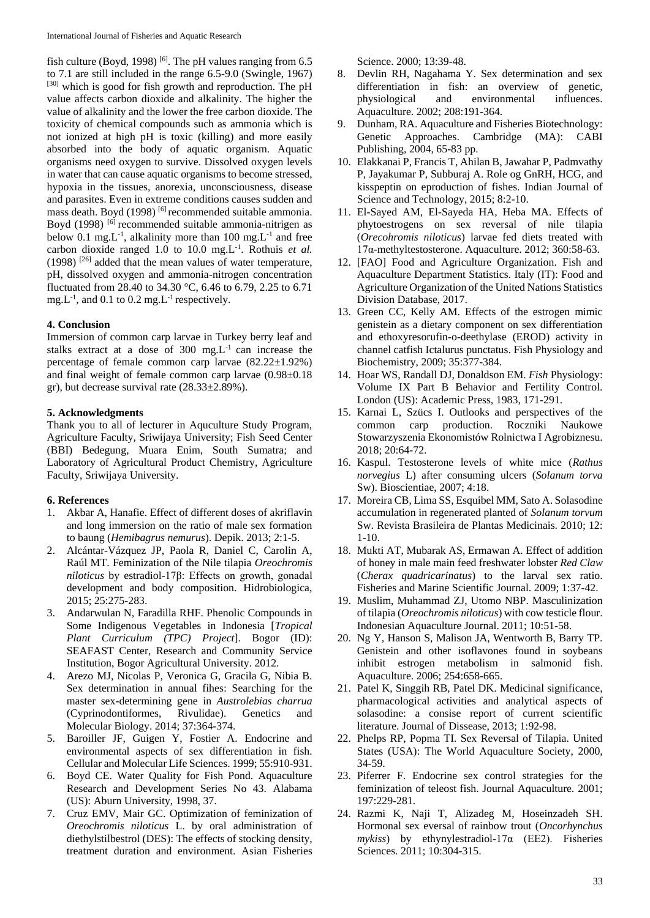fish culture (Boyd, 1998) [6]. The pH values ranging from 6.5 to 7.1 are still included in the range 6.5-9.0 (Swingle, 1967) [30] which is good for fish growth and reproduction. The pH value affects carbon dioxide and alkalinity. The higher the value of alkalinity and the lower the free carbon dioxide. The toxicity of chemical compounds such as ammonia which is not ionized at high pH is toxic (killing) and more easily absorbed into the body of aquatic organism. Aquatic organisms need oxygen to survive. Dissolved oxygen levels in water that can cause aquatic organisms to become stressed, hypoxia in the tissues, anorexia, unconsciousness, disease and parasites. Even in extreme conditions causes sudden and mass death. Boyd (1998) [6] recommended suitable ammonia. Boyd (1998) [6] recommended suitable ammonia-nitrigen as below 0.1 $mg.L^{-1}$, alkalinity more than 100 $mg.L^{-1}$ and free carbon dioxide ranged 1.0 to 10.0 $mg.L^{-1}$. Rothuis *et al.* (1998) [26] added that the mean values of water temperature, pH, dissolved oxygen and ammonia-nitrogen concentration fluctuated from 28.40 to 34.30 °C, 6.46 to 6.79, 2.25 to 6.71 $mg.L^{-1}$, and 0.1 to 0.2 $mg.L^{-1}$ respectively.

## 4. Conclusion

Immersion of common carp larvae in Turkey berry leaf and stalks extract at a dose of 300 $mg.L^{-1}$ can increase the percentage of female common carp larvae (82.22±1.92%) and final weight of female common carp larvae (0.98±0.18 gr), but decrease survival rate (28.33±2.89%).

## 5. Acknowledgments

Thank you to all of lecturer in Aquculture Study Program, Agriculture Faculty, Sriwijaya University; Fish Seed Center (BBI) Bedegung, Muara Enim, South Sumatra; and Laboratory of Agricultural Product Chemistry, Agriculture Faculty, Sriwijaya University.

## 6. References

1. Akbar A, Hanafie. Effect of different doses of akriflavin and long immersion on the ratio of male sex formation to baung (*Hemibagrus nemurus*). Depik. 2013; 2:1-5.
2. Alcántar-Vázquez JP, Paola R, Daniel C, Carolin A, Raúl MT. Feminization of the Nile tilapia *Oreochromis niloticus* by estradiol-17β: Effects on growth, gonadal development and body composition. Hidrobiologica, 2015; 25:275-283.
3. Andarwulan N, Faradilla RHF. Phenolic Compounds in Some Indigenous Vegetables in Indonesia [*Tropical Plant Curriculum (TPC) Project*]. Bogor (ID): SEAFAST Center, Research and Community Service Institution, Bogor Agricultural University. 2012.
4. Arezo MJ, Nicolas P, Veronica G, Gracila G, Nibia B. Sex determination in annual fihes: Searching for the master sex-determining gene in *Austrolebias charrua* (Cyprinodontiformes, Rivulidae). Genetics and Molecular Biology. 2014; 37:364-374.
5. Baroiller JF, Guigen Y, Fostier A. Endocrine and environmental aspects of sex differentiation in fish. Cellular and Molecular Life Sciences. 1999; 55:910-931.
6. Boyd CE. Water Quality for Fish Pond. Aquaculture Research and Development Series No 43. Alabama (US): Aburn University, 1998, 37.
7. Cruz EMV, Mair GC. Optimization of feminization of *Oreochromis niloticus* L. by oral administration of diethylstilbestrol (DES): The effects of stocking density, treatment duration and environment. Asian Fisheries Science. 2000; 13:39-48.
8. Devlin RH, Nagahama Y. Sex determination and sex differentiation in fish: an overview of genetic, physiological and environmental influences. Aquaculture. 2002; 208:191-364.
9. Dunham, RA. Aquaculture and Fisheries Biotechnology: Genetic Approaches. Cambridge (MA): CABI Publishing, 2004, 65-83 pp.
10. Elakkanai P, Francis T, Ahilan B, Jawahar P, Padmavathy P, Jayakumar P, Subburaj A. Role og GnRH, HCG, and kisspeptin on eproduction of fishes. Indian Journal of Science and Technology, 2015; 8:2-10.
11. El-Sayed AM, El-Sayeda HA, Heba MA. Effects of phytoestrogens on sex reversal of nile tilapia (*Orecohromis niloticus*) larvae fed diets treated with 17α-methyltestosterone. Aquaculture. 2012; 360:58-63.
12. [FAO] Food and Agriculture Organization. Fish and Aquaculture Department Statistics. Italy (IT): Food and Agriculture Organization of the United Nations Statistics Division Database, 2017.
13. Green CC, Kelly AM. Effects of the estrogen mimic genistein as a dietary component on sex differentiation and ethoxyresorufin-o-deethylase (EROD) activity in channel catfish Ictalurus punctatus. Fish Physiology and Biochemistry, 2009; 35:377-384.
14. Hoar WS, Randall DJ, Donaldson EM. *Fish* Physiology: Volume IX Part B Behavior and Fertility Control. London (US): Academic Press, 1983, 171-291.
15. Karnai L, Szücs I. Outlooks and perspectives of the common carp production. Roczniki Naukowe Stowarzyszenia Ekonomistów Rolnictwa I Agrobiznesu. 2018; 20:64-72.
16. Kaspul. Testosterone levels of white mice (*Rathus norvegius* L) after consuming ulcers (*Solanum torva* Sw). Bioscientiae, 2007; 4:18.
17. Moreira CB, Lima SS, Esquibel MM, Sato A. Solasodine accumulation in regenerated planted of *Solanum torvum* Sw. Revista Brasileira de Plantas Medicinais. 2010; 12: 1-10.
18. Mukti AT, Mubarak AS, Ermawan A. Effect of addition of honey in male main feed freshwater lobster *Red Claw* (*Cherax quadricarinatus*) to the larval sex ratio. Fisheries and Marine Scientific Journal. 2009; 1:37-42.
19. Muslim, Muhammad ZJ, Utomo NBP. Masculinization of tilapia (*Oreochromis niloticus*) with cow testicle flour. Indonesian Aquaculture Journal. 2011; 10:51-58.
20. Ng Y, Hanson S, Malison JA, Wentworth B, Barry TP. Genistein and other isoflavones found in soybeans inhibit estrogen metabolism in salmonid fish. Aquaculture. 2006; 254:658-665.
21. Patel K, Singgih RB, Patel DK. Medicinal significance, pharmacological activities and analytical aspects of solasodine: a consise report of current scientific literature. Journal of Dissease, 2013; 1:92-98.
22. Phelps RP, Popma TI. Sex Reversal of Tilapia. United States (USA): The World Aquaculture Society, 2000, 34-59.
23. Piferrer F. Endocrine sex control strategies for the feminization of teleost fish. Journal Aquaculture. 2001; 197:229-281.
24. Razmi K, Naji T, Alizadeg M, Hoseinzadeh SH. Hormonal sex reversal of rainbow trout (*Oncorhynchus mykiss*) by ethynylestradiol-17α (EE2). Fisheries Sciences. 2011; 10:304-315.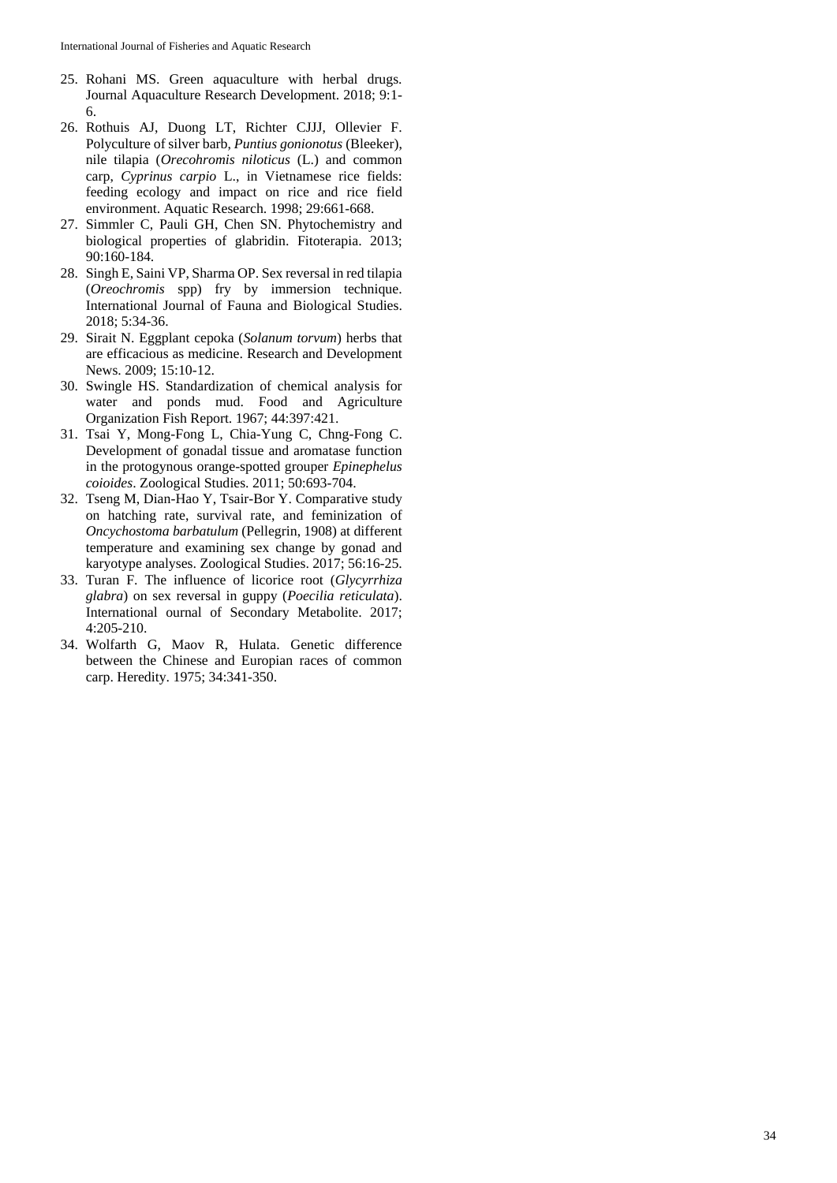25. Rohani MS. Green aquaculture with herbal drugs. Journal Aquaculture Research Development. 2018; 9:1-6.
26. Rothuis AJ, Duong LT, Richter CJJJ, Ollevier F. Polyculture of silver barb, *Puntius gonionotus* (Bleeker), nile tilapia (*Orecohromis niloticus* (L.) and common carp, *Cyprinus carpio* L., in Vietnamese rice fields: feeding ecology and impact on rice and rice field environment. Aquatic Research. 1998; 29:661-668.
27. Simmler C, Pauli GH, Chen SN. Phytochemistry and biological properties of glabridin. Fitoterapia. 2013; 90:160-184.
28. Singh E, Saini VP, Sharma OP. Sex reversal in red tilapia (*Oreochromis* spp) fry by immersion technique. International Journal of Fauna and Biological Studies. 2018; 5:34-36.
29. Sirait N. Eggplant cepoka (*Solanum torvum*) herbs that are efficacious as medicine. Research and Development News. 2009; 15:10-12.
30. Swingle HS. Standardization of chemical analysis for water and ponds mud. Food and Agriculture Organization Fish Report. 1967; 44:397:421.
31. Tsai Y, Mong-Fong L, Chia-Yung C, Chng-Fong C. Development of gonadal tissue and aromatase function in the protogynous orange-spotted grouper *Epinephelus coioides*. Zoological Studies. 2011; 50:693-704.
32. Tseng M, Dian-Hao Y, Tsair-Bor Y. Comparative study on hatching rate, survival rate, and feminization of *Oncychostoma barbatulum* (Pellegrin, 1908) at different temperature and examining sex change by gonad and karyotype analyses. Zoological Studies. 2017; 56:16-25.
33. Turan F. The influence of licorice root (*Glycyrrhiza glabra*) on sex reversal in guppy (*Poecilia reticulata*). International ournal of Secondary Metabolite. 2017; 4:205-210.
34. Wolfarth G, Maov R, Hulata. Genetic difference between the Chinese and Europian races of common carp. Heredity. 1975; 34:341-350.